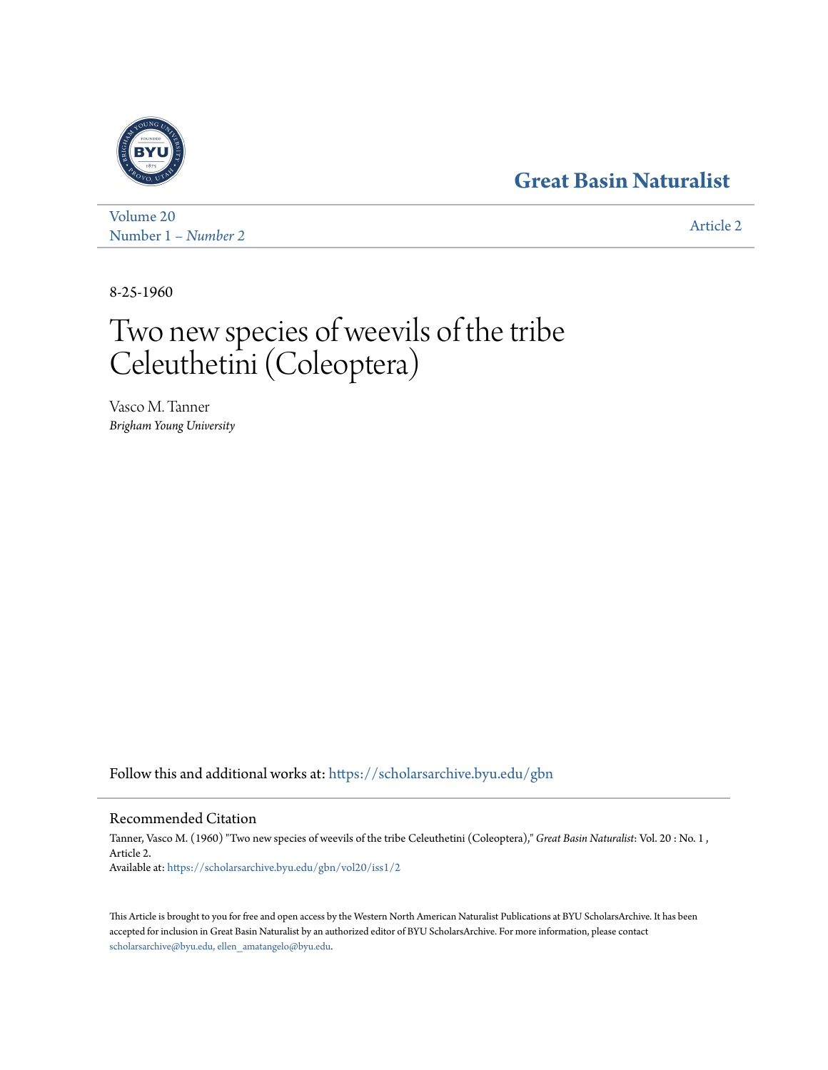Great Basin Naturalist

Volume 20
Number 1 – *Number 2*

Article 2

8-25-1960

# Two new species of weevils of the tribe Celeuthetini (Coleoptera)

Vasco M. Tanner
*Brigham Young University*

Follow this and additional works at: https://scholarsarchive.byu.edu/gbn

## Recommended Citation

Tanner, Vasco M. (1960) "Two new species of weevils of the tribe Celeuthetini (Coleoptera)," *Great Basin Naturalist*: Vol. 20 : No. 1 , Article 2.
Available at: https://scholarsarchive.byu.edu/gbn/vol20/iss1/2

This Article is brought to you for free and open access by the Western North American Naturalist Publications at BYU ScholarsArchive. It has been accepted for inclusion in Great Basin Naturalist by an authorized editor of BYU ScholarsArchive. For more information, please contact scholarsarchive@byu.edu, ellen_amatangelo@byu.edu.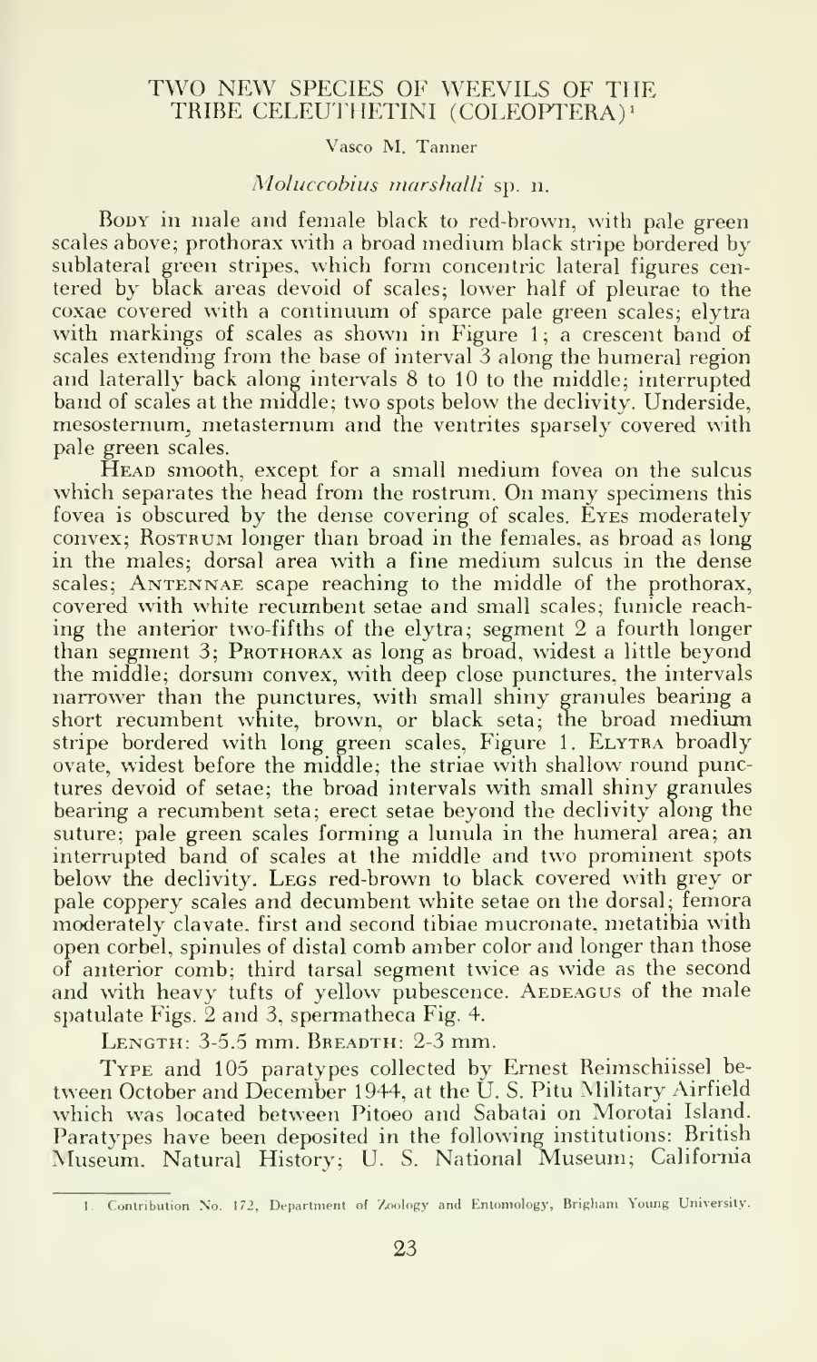## TWO NEW SPECIES OF WEEVILS OF THE TRIBE CELEUTHETINI (COLEOPTERA)[1]

Vasco M. Tanner

### *Moluccobius marshalli* sp. n.

Body in male and female black to red-brown, with pale green scales above; prothorax with a broad medium black stripe bordered by sublateral green stripes, which form concentric lateral figures centered by black areas devoid of scales; lower half of pleurae to the coxae covered with a continuum of sparce pale green scales; elytra with markings of scales as shown in Figure 1; a crescent band of scales extending from the base of interval 3 along the humeral region and laterally back along intervals 8 to 10 to the middle; interrupted band of scales at the middle; two spots below the declivity. Underside, mesosternum, metasternum and the ventrites sparsely covered with pale green scales.

Head smooth, except for a small medium fovea on the sulcus which separates the head from the rostrum. On many specimens this fovea is obscured by the dense covering of scales. Eyes moderately convex; Rostrum longer than broad in the females, as broad as long in the males; dorsal area with a fine medium sulcus in the dense scales; Antennae scape reaching to the middle of the prothorax, covered with white recumbent setae and small scales; funicle reaching the anterior two-fifths of the elytra; segment 2 a fourth longer than segment 3; Prothorax as long as broad, widest a little beyond the middle; dorsum convex, with deep close punctures, the intervals narrower than the punctures, with small shiny granules bearing a short recumbent white, brown, or black seta; the broad medium stripe bordered with long green scales, Figure 1. Elytra broadly ovate, widest before the middle; the striae with shallow round punctures devoid of setae; the broad intervals with small shiny granules bearing a recumbent seta; erect setae beyond the declivity along the suture; pale green scales forming a lunula in the humeral area; an interrupted band of scales at the middle and two prominent spots below the declivity. Legs red-brown to black covered with grey or pale coppery scales and decumbent white setae on the dorsal; femora moderately clavate, first and second tibiae mucronate, metatibia with open corbel, spinules of distal comb amber color and longer than those of anterior comb; third tarsal segment twice as wide as the second and with heavy tufts of yellow pubescence. Aedeagus of the male spatulate Figs. 2 and 3, spermatheca Fig. 4.

Length: 3-5.5 mm. Breadth: 2-3 mm.

Type and 105 paratypes collected by Ernest Reimschiissel between October and December 1944, at the U. S. Pitu Military Airfield which was located between Pitoeo and Sabatai on Morotai Island. Paratypes have been deposited in the following institutions: British Museum, Natural History; U. S. National Museum; California

---

1. Contribution No. 172, Department of Zoology and Entomology, Brigham Young University.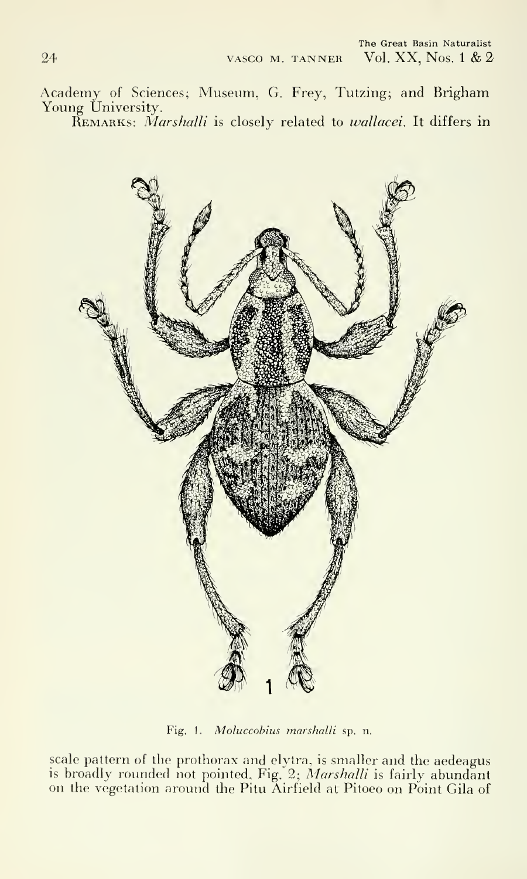Academy of Sciences; Museum, G. Frey, Tutzing; and Brigham Young University.

REMARKS: *Marshalli* is closely related to *wallacei*. It differs in

Fig. 1. *Moluccobius marshalli* sp. n.

scale pattern of the prothorax and elytra, is smaller and the aedeagus is broadly rounded not pointed. Fig. 2; *Marshalli* is fairly abundant on the vegetation around the Pitu Airfield at Pitoeo on Point Gila of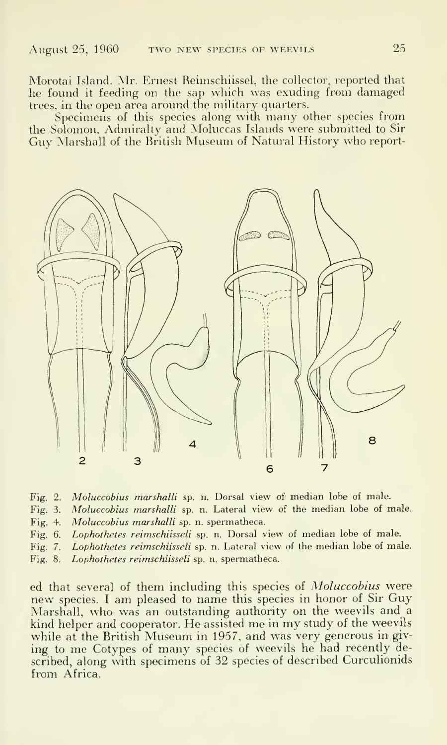Morotai Island. Mr. Ernest Reimschiissel, the collector, reported that he found it feeding on the sap which was exuding from damaged trees, in the open area around the military quarters.

Specimens of this species along with many other species from the Solomon, Admiralty and Moluccas Islands were submitted to Sir Guy Marshall of the British Museum of Natural History who report-

Fig. 2. *Moluccobius marshalli* sp. n. Dorsal view of median lobe of male.
Fig. 3. *Moluccobius marshalli* sp. n. Lateral view of the median lobe of male.
Fig. 4. *Moluccobius marshalli* sp. n. spermatheca.
Fig. 6. *Lophothetes reimschiisseli* sp. n. Dorsal view of median lobe of male.
Fig. 7. *Lophothetes reimschiisseli* sp. n. Lateral view of the median lobe of male.
Fig. 8. *Lophothetes reimschiisseli* sp. n. spermatheca.

ed that several of them including this species of *Moluccobius* were new species. I am pleased to name this species in honor of Sir Guy Marshall, who was an outstanding authority on the weevils and a kind helper and cooperator. He assisted me in my study of the weevils while at the British Museum in 1957, and was very generous in giving to me Cotypes of many species of weevils he had recently described, along with specimens of 32 species of described Curculionids from Africa.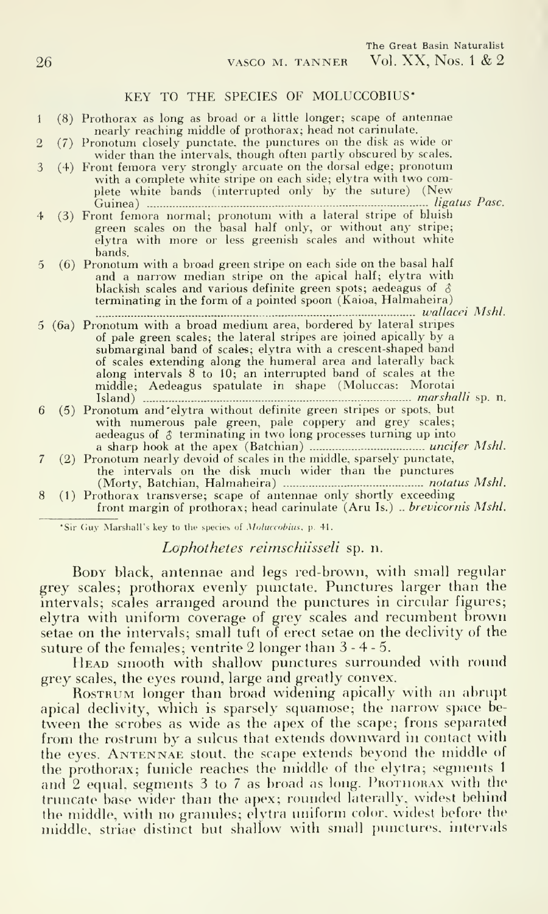## KEY TO THE SPECIES OF MOLUCCOBIUS*

1 (8) Prothorax as long as broad or a little longer; scape of antennae nearly reaching middle of prothorax; head not carinulate.

2 (7) Pronotum closely punctate, the punctures on the disk as wide or wider than the intervals, though often partly obscured by scales.

3 (4) Front femora very strongly arcuate on the dorsal edge; pronotum with a complete white stripe on each side; elytra with two complete white bands (interrupted only by the suture) (New Guinea) ........................ *ligatus Pasc.*

4 (3) Front femora normal; pronotum with a lateral stripe of bluish green scales on the basal half only, or without any stripe; elytra with more or less greenish scales and without white bands.

5 (6) Pronotum with a broad green stripe on each side on the basal half and a narrow median stripe on the apical half; elytra with blackish scales and various definite green spots; aedeagus of ♂ terminating in the form of a pointed spoon (Kaioa, Halmaheira) ........................ *wallacei Mshl.*

5 (6a) Pronotum with a broad medium area, bordered by lateral stripes of pale green scales; the lateral stripes are joined apically by a submarginal band of scales; elytra with a crescent-shaped band of scales extending along the humeral area and laterally back along intervals 8 to 10; an interrupted band of scales at the middle; Aedeagus spatulate in shape (Moluccas: Morotai Island) ........................ *marshalli* sp. n.

6 (5) Pronotum and elytra without definite green stripes or spots, but with numerous pale green, pale coppery and grey scales; aedeagus of ♂ terminating in two long processes turning up into a sharp hook at the apex (Batchian) ........................ *uncifer Mshl.*

7 (2) Pronotum nearly devoid of scales in the middle, sparsely punctate, the intervals on the disk much wider than the punctures (Morty, Batchian, Halmaheira) ........................ *notatus Mshl.*

8 (1) Prothorax transverse; scape of antennae only shortly exceeding front margin of prothorax; head carinulate (Aru Is.) .. *brevicornis Mshl.*

---

*Sir Guy Marshall's key to the species of *Moluccobius*, p. 41.

### *Lophothetes reimschiisseli* sp. n.

Body black, antennae and legs red-brown, with small regular grey scales; prothorax evenly punctate. Punctures larger than the intervals; scales arranged around the punctures in circular figures; elytra with uniform coverage of grey scales and recumbent brown setae on the intervals; small tuft of erect setae on the declivity of the suture of the females; ventrite 2 longer than 3 - 4 - 5.

Head smooth with shallow punctures surrounded with round grey scales, the eyes round, large and greatly convex.

Rostrum longer than broad widening apically with an abrupt apical declivity, which is sparsely squamose; the narrow space between the scrobes as wide as the apex of the scape; frons separated from the rostrum by a sulcus that extends downward in contact with the eyes. Antennae stout, the scape extends beyond the middle of the prothorax; funicle reaches the middle of the elytra; segments 1 and 2 equal, segments 3 to 7 as broad as long. Prothorax with the truncate base wider than the apex; rounded laterally, widest behind the middle, with no granules; elytra uniform color, widest before the middle, striae distinct but shallow with small punctures, intervals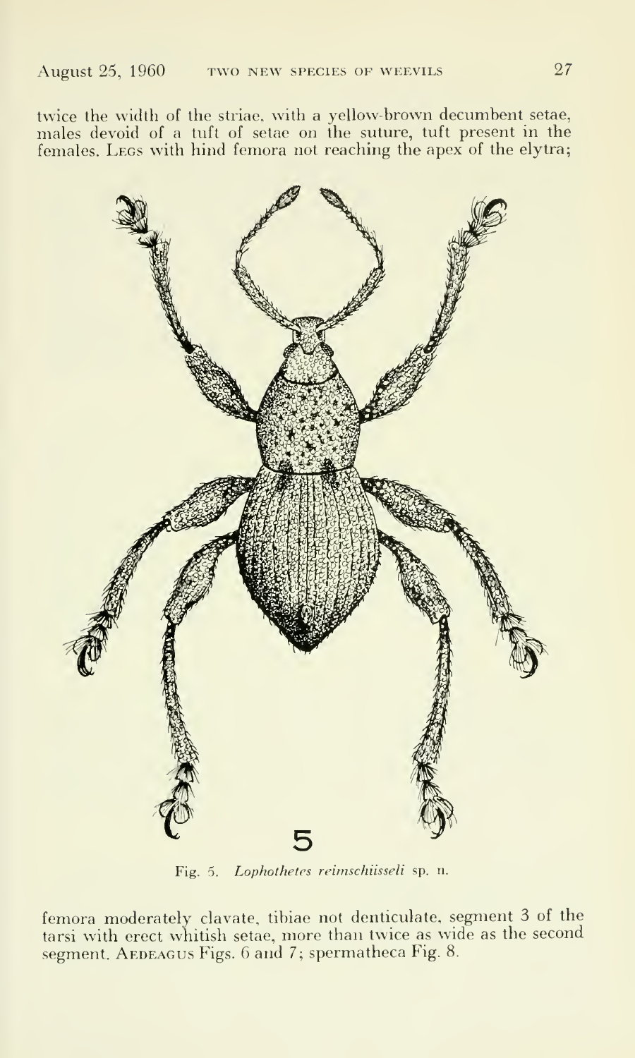twice the width of the striae, with a yellow-brown decumbent setae, males devoid of a tuft of setae on the suture, tuft present in the females. LEGS with hind femora not reaching the apex of the elytra;

Fig. 5. *Lophothetes reimschiisseli* sp. n.

femora moderately clavate, tibiae not denticulate, segment 3 of the tarsi with erect whitish setae, more than twice as wide as the second segment. AEDEAGUS Figs. 6 and 7; spermatheca Fig. 8.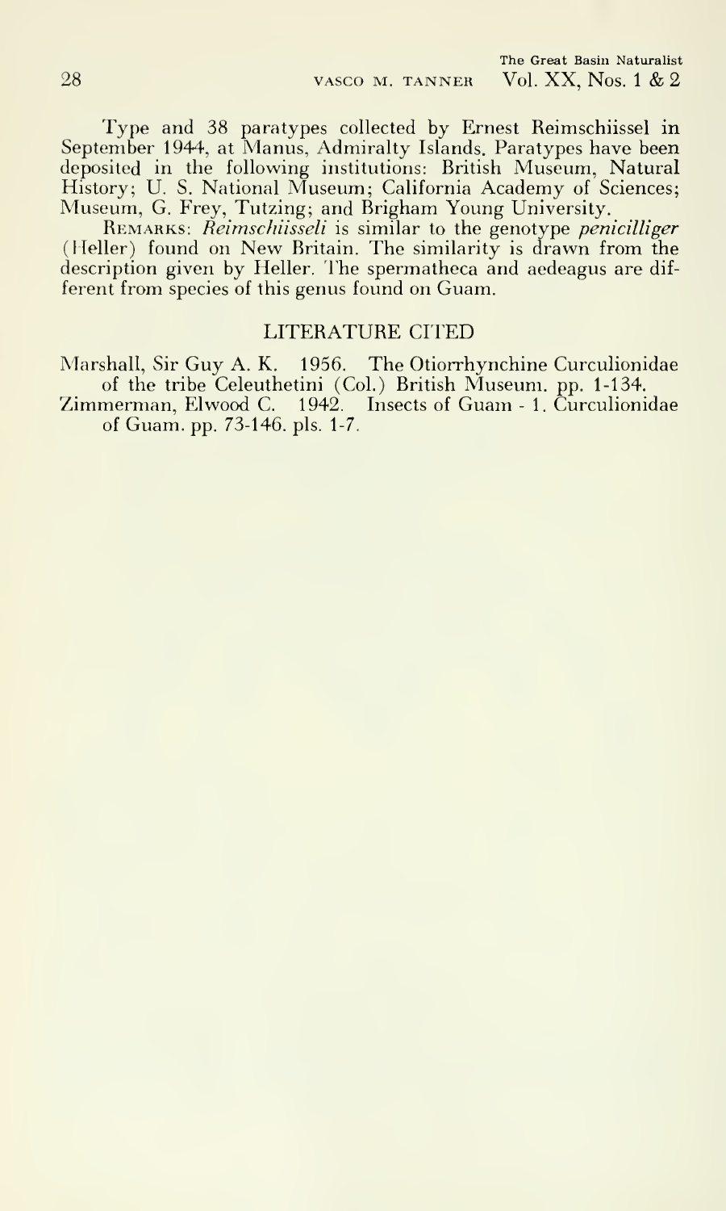Type and 38 paratypes collected by Ernest Reimschiissel in September 1944, at Manus, Admiralty Islands. Paratypes have been deposited in the following institutions: British Museum, Natural History; U. S. National Museum; California Academy of Sciences; Museum, G. Frey, Tutzing; and Brigham Young University.

REMARKS: *Reimschiisseli* is similar to the genotype *penicilliger* (Heller) found on New Britain. The similarity is drawn from the description given by Heller. The spermatheca and aedeagus are different from species of this genus found on Guam.

## LITERATURE CITED

Marshall, Sir Guy A. K. 1956. The Otiorrhynchine Curculionidae of the tribe Celeuthetini (Col.) British Museum. pp. 1-134.

Zimmerman, Elwood C. 1942. Insects of Guam - 1. Curculionidae of Guam. pp. 73-146. pls. 1-7.